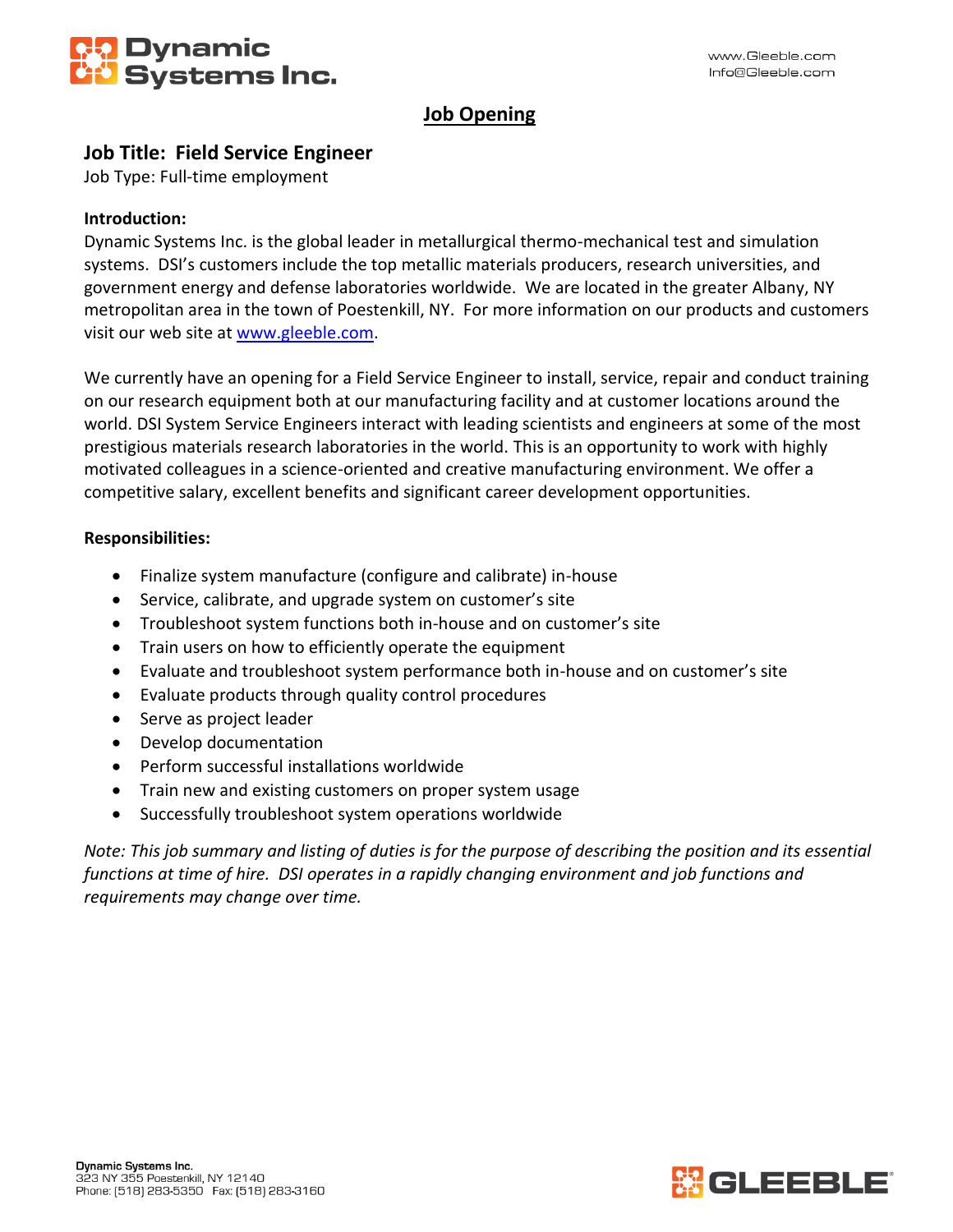# Job Opening

## Job Title: Field Service Engineer

Job Type: Full-time employment

**Introduction:**

Dynamic Systems Inc. is the global leader in metallurgical thermo-mechanical test and simulation systems. DSI's customers include the top metallic materials producers, research universities, and government energy and defense laboratories worldwide. We are located in the greater Albany, NY metropolitan area in the town of Poestenkill, NY. For more information on our products and customers visit our web site at [www.gleeble.com](http://www.gleeble.com).

We currently have an opening for a Field Service Engineer to install, service, repair and conduct training on our research equipment both at our manufacturing facility and at customer locations around the world. DSI System Service Engineers interact with leading scientists and engineers at some of the most prestigious materials research laboratories in the world. This is an opportunity to work with highly motivated colleagues in a science-oriented and creative manufacturing environment. We offer a competitive salary, excellent benefits and significant career development opportunities.

**Responsibilities:**

- Finalize system manufacture (configure and calibrate) in-house
- Service, calibrate, and upgrade system on customer's site
- Troubleshoot system functions both in-house and on customer's site
- Train users on how to efficiently operate the equipment
- Evaluate and troubleshoot system performance both in-house and on customer's site
- Evaluate products through quality control procedures
- Serve as project leader
- Develop documentation
- Perform successful installations worldwide
- Train new and existing customers on proper system usage
- Successfully troubleshoot system operations worldwide

*Note: This job summary and listing of duties is for the purpose of describing the position and its essential functions at time of hire. DSI operates in a rapidly changing environment and job functions and requirements may change over time.*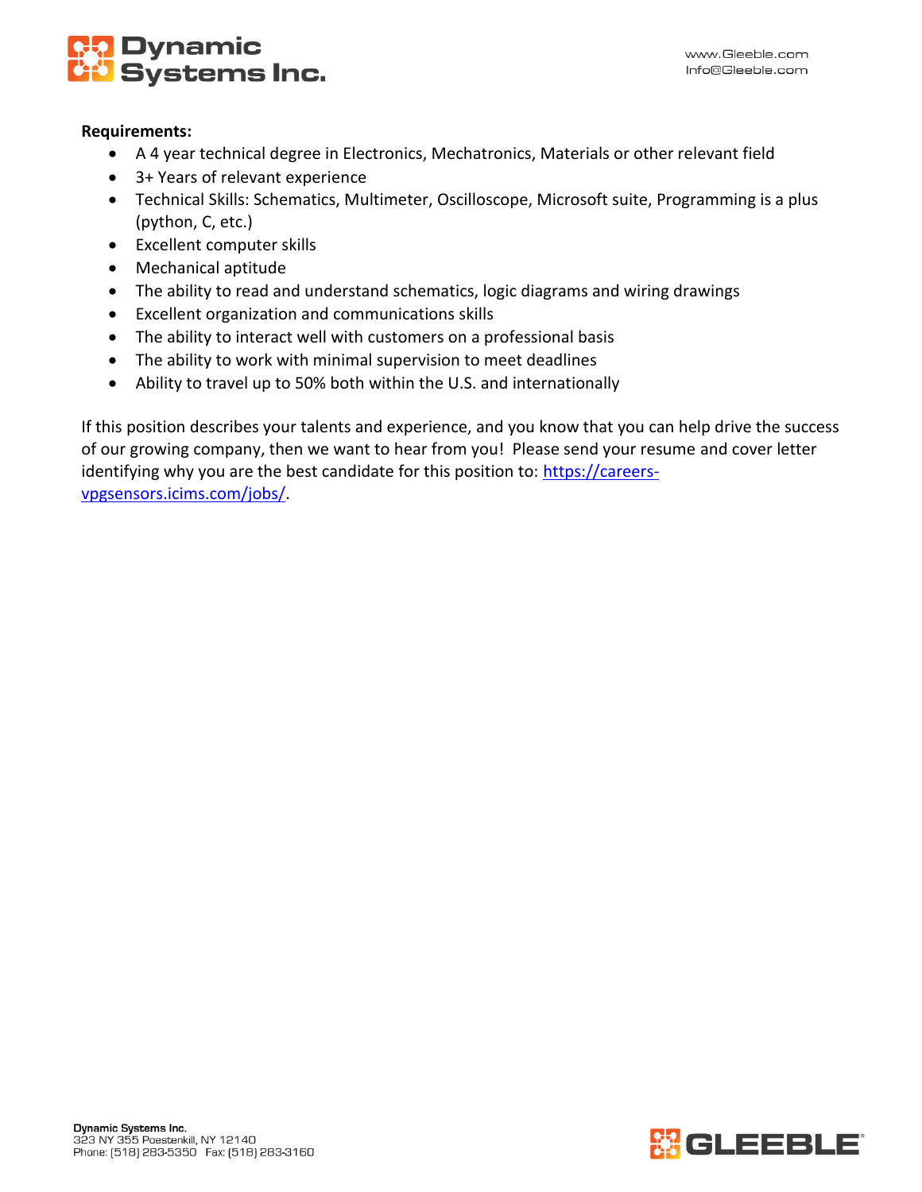**Requirements:**

- A 4 year technical degree in Electronics, Mechatronics, Materials or other relevant field
- 3+ Years of relevant experience
- Technical Skills: Schematics, Multimeter, Oscilloscope, Microsoft suite, Programming is a plus (python, C, etc.)
- Excellent computer skills
- Mechanical aptitude
- The ability to read and understand schematics, logic diagrams and wiring drawings
- Excellent organization and communications skills
- The ability to interact well with customers on a professional basis
- The ability to work with minimal supervision to meet deadlines
- Ability to travel up to 50% both within the U.S. and internationally

If this position describes your talents and experience, and you know that you can help drive the success of our growing company, then we want to hear from you! Please send your resume and cover letter identifying why you are the best candidate for this position to: [https://careers-vpgsensors.icims.com/jobs/](https://careers-vpgsensors.icims.com/jobs/).